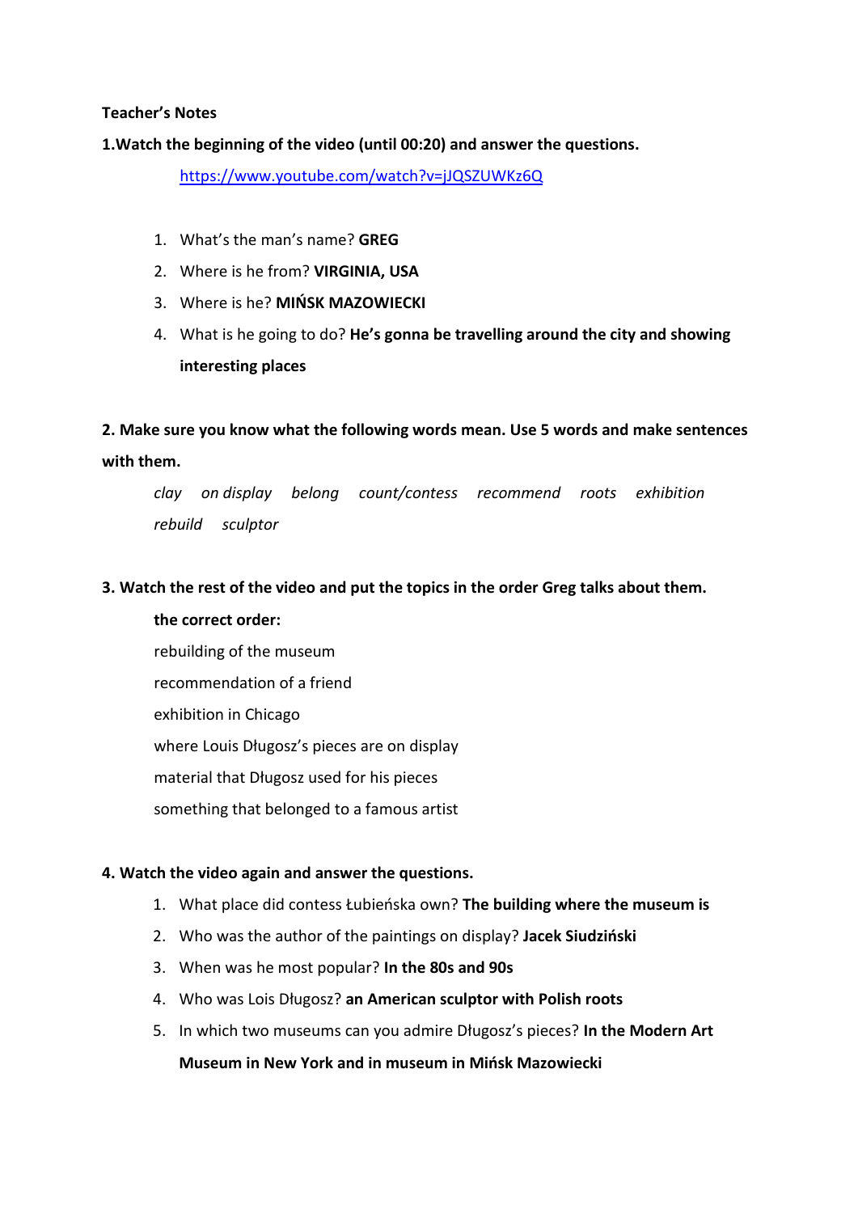**Teacher's Notes**

**1.Watch the beginning of the video (until 00:20) and answer the questions.**

https://www.youtube.com/watch?v=jQSZUWKz6Q

1. What's the man's name? **GREG**
2. Where is he from? **VIRGINIA, USA**
3. Where is he? **MIŃSK MAZOWIECKI**
4. What is he going to do? **He's gonna be travelling around the city and showing interesting places**

**2. Make sure you know what the following words mean. Use 5 words and make sentences with them.**

*clay* *on display* *belong* *count/contess* *recommend* *roots* *exhibition* *rebuild* *sculptor*

**3. Watch the rest of the video and put the topics in the order Greg talks about them.**

**the correct order:**

rebuilding of the museum

recommendation of a friend

exhibition in Chicago

where Louis Długosz's pieces are on display

material that Długosz used for his pieces

something that belonged to a famous artist

**4. Watch the video again and answer the questions.**

1. What place did contess Łubieńska own? **The building where the museum is**
2. Who was the author of the paintings on display? **Jacek Siudziński**
3. When was he most popular? **In the 80s and 90s**
4. Who was Lois Długosz? **an American sculptor with Polish roots**
5. In which two museums can you admire Długosz's pieces? **In the Modern Art Museum in New York and in museum in Mińsk Mazowiecki**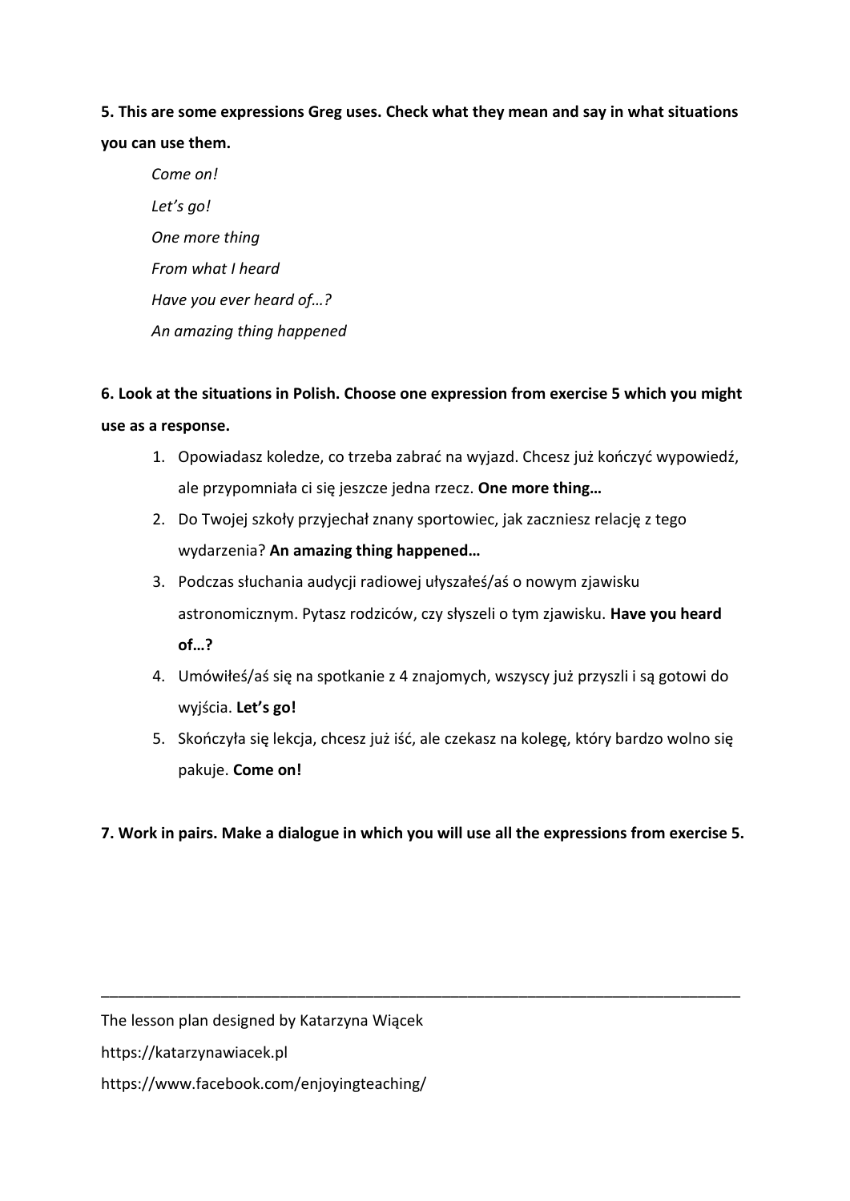**5. This are some expressions Greg uses. Check what they mean and say in what situations you can use them.**

*Come on!*

*Let's go!*

*One more thing*

*From what I heard*

*Have you ever heard of…?*

*An amazing thing happened*

**6. Look at the situations in Polish. Choose one expression from exercise 5 which you might use as a response.**

1. Opowiadasz koledze, co trzeba zabrać na wyjazd. Chcesz już kończyć wypowiedź, ale przypomniała ci się jeszcze jedna rzecz. **One more thing…**
2. Do Twojej szkoły przyjechał znany sportowiec, jak zaczniesz relację z tego wydarzenia? **An amazing thing happened…**
3. Podczas słuchania audycji radiowej ułyszałeś/aś o nowym zjawisku astronomicznym. Pytasz rodziców, czy słyszeli o tym zjawisku. **Have you heard of…?**
4. Umówiłeś/aś się na spotkanie z 4 znajomych, wszyscy już przyszli i są gotowi do wyjścia. **Let's go!**
5. Skończyła się lekcja, chcesz już iść, ale czekasz na kolegę, który bardzo wolno się pakuje. **Come on!**

**7. Work in pairs. Make a dialogue in which you will use all the expressions from exercise 5.**

---

The lesson plan designed by Katarzyna Wiącek

https://katarzynawiacek.pl

https://www.facebook.com/enjoyingteaching/